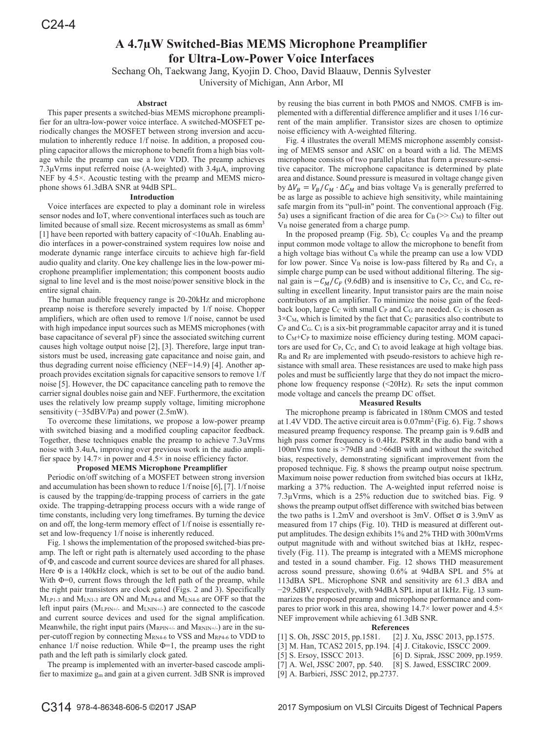# A 4.7μW Switched-Bias MEMS Microphone Preamplifier for Ultra-Low-Power Voice Interfaces

Sechang Oh, Taekwang Jang, Kyojin D. Choo, David Blaauw, Dennis Sylvester

University of Michigan, Ann Arbor, MI

## Abstract

This paper presents a switched-bias MEMS microphone preamplifier for an ultra-low-power voice interface. A switched-MOSFET periodically changes the MOSFET between strong inversion and accumulation to inherently reduce 1/f noise. In addition, a proposed coupling capacitor allows the microphone to benefit from a high bias voltage while the preamp can use a low VDD. The preamp achieves 7.3μVrms input referred noise (A-weighted) with 3.4μA, improving NEF by 4.5×. Acoustic testing with the preamp and MEMS microphone shows 61.3dBA SNR at 94dB SPL.

## Introduction

Voice interfaces are expected to play a dominant role in wireless sensor nodes and IoT, where conventional interfaces such as touch are limited because of small size. Recent microsystems as small as 6mm$^3$ [1] have been reported with battery capacity of <10uAh. Enabling audio interfaces in a power-constrained system requires low noise and moderate dynamic range interface circuits to achieve high far-field audio quality and clarity. One key challenge lies in the low-power microphone preamplifier implementation; this component boosts audio signal to line level and is the most noise/power sensitive block in the entire signal chain.

The human audible frequency range is 20-20kHz and microphone preamp noise is therefore severely impacted by 1/f noise. Chopper amplifiers, which are often used to remove 1/f noise, cannot be used with high impedance input sources such as MEMS microphones (with base capacitance of several pF) since the associated switching current causes high voltage output noise [2], [3]. Therefore, large input transistors must be used, increasing gate capacitance and noise gain, and thus degrading current noise efficiency (NEF=14.9) [4]. Another approach provides excitation signals for capacitive sensors to remove 1/f noise [5]. However, the DC capacitance canceling path to remove the carrier signal doubles noise gain and NEF. Furthermore, the excitation uses the relatively low preamp supply voltage, limiting microphone sensitivity (−35dBV/Pa) and power (2.5mW).

To overcome these limitations, we propose a low-power preamp with switched biasing and a modified coupling capacitor feedback. Together, these techniques enable the preamp to achieve 7.3uVrms noise with 3.4uA, improving over previous work in the audio amplifier space by 14.7× in power and 4.5× in noise efficiency factor.

## Proposed MEMS Microphone Preamplifier

Periodic on/off switching of a MOSFET between strong inversion and accumulation has been shown to reduce 1/f noise [6], [7]. 1/f noise is caused by the trapping/de-trapping process of carriers in the gate oxide. The trapping-detrapping process occurs with a wide range of time constants, including very long timeframes. By turning the device on and off, the long-term memory effect of 1/f noise is essentially reset and low-frequency 1/f noise is inherently reduced.

Fig. 1 shows the implementation of the proposed switched-bias preamp. The left or right path is alternately used according to the phase of Φ, and cascode and current source devices are shared for all phases. Here Φ is a 140kHz clock, which is set to be out of the audio band. With Φ=0, current flows through the left path of the preamp, while the right pair transistors are clock gated (Figs. 2 and 3). Specifically $M_{LP1\text{-}3}$ and $M_{LN1\text{-}3}$ are ON and $M_{LP4\text{-}6}$ and $M_{LN4\text{-}6}$ are OFF so that the left input pairs ($M_{LPIN+/-}$ and $M_{LNIN+/-}$) are connected to the cascode and current source devices and used for the signal amplification. Meanwhile, the right input pairs ($M_{RPIN+/-}$ and $M_{RNIN+/-}$) are in the super-cutoff region by connecting $M_{RN4\text{-}6}$ to VSS and $M_{RP4\text{-}6}$ to VDD to enhance 1/f noise reduction. While Φ=1, the preamp uses the right path and the left path is similarly clock gated.

The preamp is implemented with an inverter-based cascode amplifier to maximize $g_m$ and gain at a given current. 3dB SNR is improved by reusing the bias current in both PMOS and NMOS. CMFB is implemented with a differential difference amplifier and it uses 1/16 current of the main amplifier. Transistor sizes are chosen to optimize noise efficiency with A-weighted filtering.

Fig. 4 illustrates the overall MEMS microphone assembly consisting of MEMS sensor and ASIC on a board with a lid. The MEMS microphone consists of two parallel plates that form a pressure-sensitive capacitor. The microphone capacitance is determined by plate area and distance. Sound pressure is measured in voltage change given by $\Delta V_B = V_B/C_M \cdot \Delta C_M$ and bias voltage $V_B$ is generally preferred to be as large as possible to achieve high sensitivity, while maintaining safe margin from its "pull-in" point. The conventional approach (Fig. 5a) uses a significant fraction of die area for $C_B$ (>> $C_M$) to filter out $V_B$ noise generated from a charge pump.

In the proposed preamp (Fig. 5b), $C_C$ couples $V_B$ and the preamp input common mode voltage to allow the microphone to benefit from a high voltage bias without $C_B$ while the preamp can use a low VDD for low power. Since $V_B$ noise is low-pass filtered by $R_B$ and $C_F$, a simple charge pump can be used without additional filtering. The signal gain is $-C_M/C_F$ (9.6dB) and is insensitive to $C_P$, $C_C$, and $C_G$, resulting in excellent linearity. Input transistor pairs are the main noise contributors of an amplifier. To minimize the noise gain of the feedback loop, large $C_C$ with small $C_P$ and $C_G$ are needed. $C_C$ is chosen as 3×$C_M$, which is limited by the fact that $C_C$ parasitics also contribute to $C_P$ and $C_G$. $C_I$ is a six-bit programmable capacitor array and it is tuned to $C_M$+$C_P$ to maximize noise efficiency during testing. MOM capacitors are used for $C_P$, $C_C$, and $C_I$ to avoid leakage at high voltage bias. $R_B$ and $R_F$ are implemented with pseudo-resistors to achieve high resistance with small area. These resistances are used to make high pass poles and must be sufficiently large that they do not impact the microphone low frequency response (<20Hz). $R_F$ sets the input common mode voltage and cancels the preamp DC offset.

## Measured Results

The microphone preamp is fabricated in 180nm CMOS and tested at 1.4V VDD. The active circuit area is 0.07mm$^2$ (Fig. 6). Fig. 7 shows measured preamp frequency response. The preamp gain is 9.6dB and high pass corner frequency is 0.4Hz. PSRR in the audio band with a 100mVrms tone is >79dB and >66dB with and without the switched bias, respectively, demonstrating significant improvement from the proposed technique. Fig. 8 shows the preamp output noise spectrum. Maximum noise power reduction from switched bias occurs at 1kHz, marking a 37% reduction. The A-weighted input referred noise is 7.3μVrms, which is a 25% reduction due to switched bias. Fig. 9 shows the preamp output offset difference with switched bias between the two paths is 1.2mV and overshoot is 3mV. Offset σ is 3.9mV as measured from 17 chips (Fig. 10). THD is measured at different output amplitudes. The design exhibits 1% and 2% THD with 300mVrms output magnitude with and without switched bias at 1kHz, respectively (Fig. 11). The preamp is integrated with a MEMS microphone and tested in a sound chamber. Fig. 12 shows THD measurement across sound pressure, showing 0.6% at 94dBA SPL and 5% at 113dBA SPL. Microphone SNR and sensitivity are 61.3 dBA and −29.5dBV, respectively, with 94dBA SPL input at 1kHz. Fig. 13 summarizes the proposed preamp and microphone performance and compares to prior work in this area, showing 14.7× lower power and 4.5× NEF improvement while achieving 61.3dB SNR.

## References

[1] S. Oh, JSSC 2015, pp.1581.
[2] J. Xu, JSSC 2013, pp.1575.
[3] M. Han, TCAS2 2015, pp.194.
[4] J. Citakovic, ISSCC 2009.
[5] S. Ersoy, ISSCC 2013.
[6] D. Siprak, JSSC 2009, pp.1959.
[7] A. Wel, JSSC 2007, pp. 540.
[8] S. Jawed, ESSCIRC 2009.
[9] A. Barbieri, JSSC 2012, pp.2737.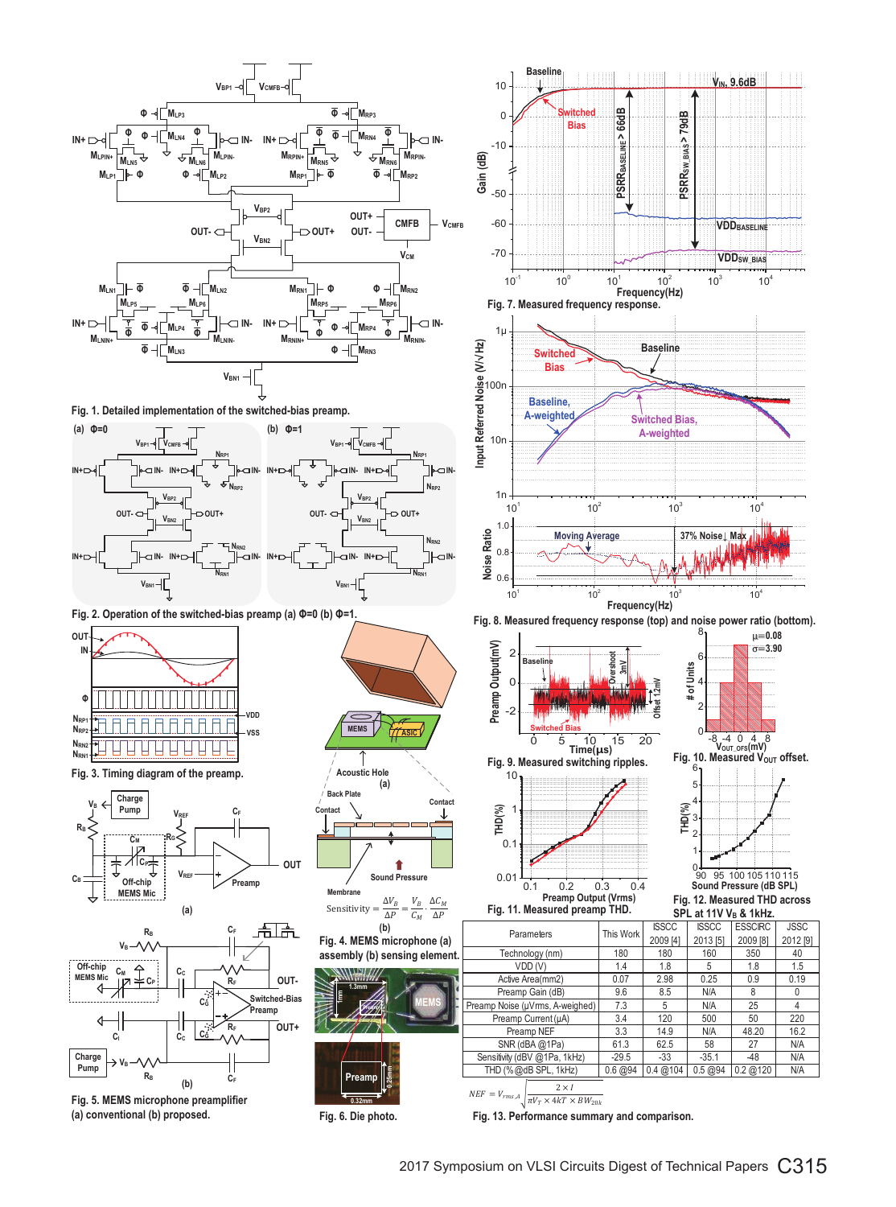Fig. 1. Detailed implementation of the switched-bias preamp.

Fig. 2. Operation of the switched-bias preamp (a) Φ=0 (b) Φ=1.

Fig. 3. Timing diagram of the preamp.

Fig. 4. MEMS microphone (a) assembly (b) sensing element.

$$\text{Sensitivity} = \frac{\Delta V_B}{\Delta P} = \frac{V_B}{C_M} \cdot \frac{\Delta C_M}{\Delta P}$$

Fig. 5. MEMS microphone preamplifier (a) conventional (b) proposed.

Fig. 6. Die photo.

Fig. 7. Measured frequency response.

Fig. 8. Measured frequency response (top) and noise power ratio (bottom).

Fig. 9. Measured switching ripples.

Fig. 10. Measured $V_{OUT}$ offset.

Fig. 11. Measured preamp THD.

Fig. 12. Measured THD across SPL at 11V $V_B$ & 1kHz.

| Parameters | This Work | ISSCC 2009 [4] | ISSCC 2013 [5] | ESSCIRC 2009 [8] | JSSC 2012 [9] |
|---|---|---|---|---|---|
| Technology (nm) | 180 | 180 | 160 | 350 | 40 |
| VDD (V) | 1.4 | 1.8 | 5 | 1.8 | 1.5 |
| Active Area(mm2) | 0.07 | 2.98 | 0.25 | 0.9 | 0.19 |
| Preamp Gain (dB) | 9.6 | 8.5 | N/A | 8 | 0 |
| Preamp Noise (μVrms, A-weighed) | 7.3 | 5 | N/A | 25 | 4 |
| Preamp Current (μA) | 3.4 | 120 | 500 | 50 | 220 |
| Preamp NEF | 3.3 | 14.9 | N/A | 48.20 | 16.2 |
| SNR (dBA @1Pa) | 61.3 | 62.5 | 58 | 27 | N/A |
| Sensitivity (dBV @1Pa, 1kHz) | -29.5 | -33 | -35.1 | -48 | N/A |
| THD (% @dB SPL, 1kHz) | 0.6 @94 | 0.4 @104 | 0.5 @94 | 0.2 @120 | N/A |

$$NEF = V_{rms,A}\sqrt{\frac{2 \times I}{\pi V_T \times 4kT \times BW_{20k}}}$$

Fig. 13. Performance summary and comparison.